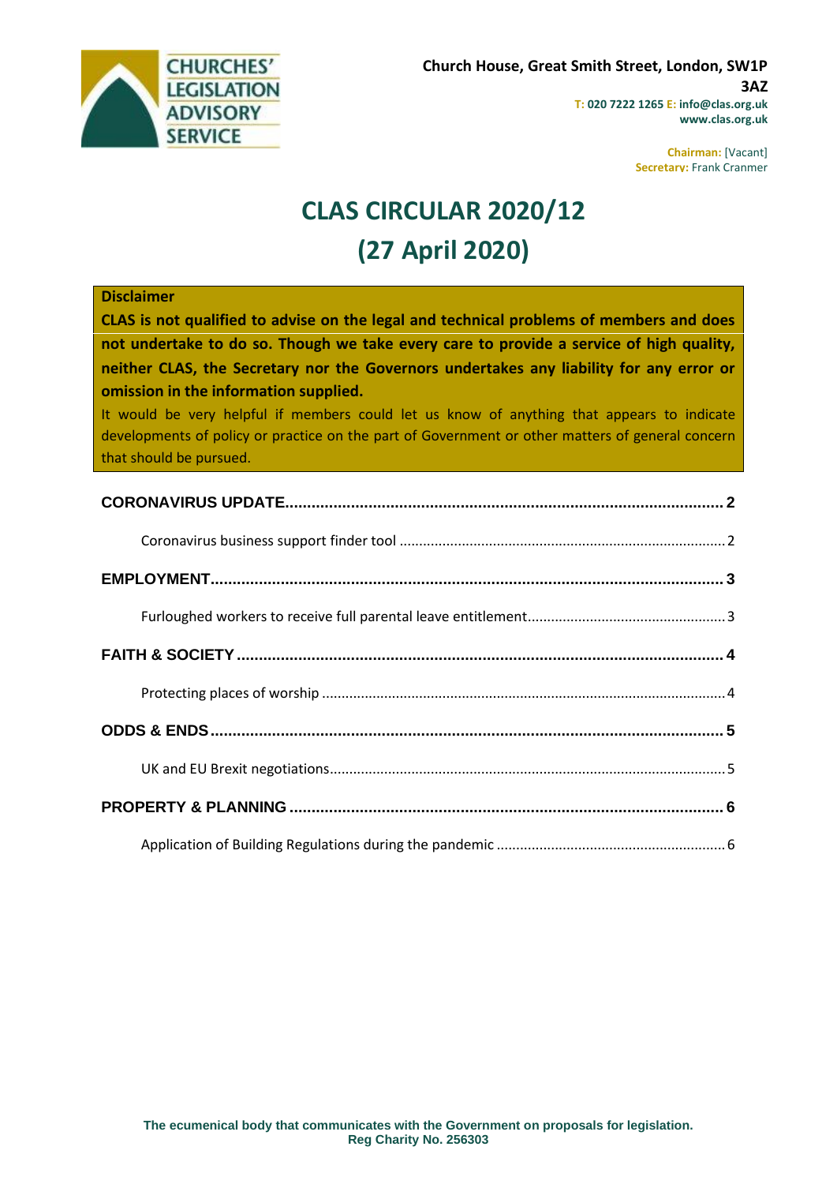CHURCHES' LEGISLATION ADVISORY SERVICE

**Church House, Great Smith Street, London, SW1P 3AZ**
**T: 020 7222 1265 E: info@clas.org.uk**
**www.clas.org.uk**

**Chairman:** [Vacant]
**Secretary:** Frank Cranmer

# CLAS CIRCULAR 2020/12 (27 April 2020)

**Disclaimer**

**CLAS is not qualified to advise on the legal and technical problems of members and does not undertake to do so. Though we take every care to provide a service of high quality, neither CLAS, the Secretary nor the Governors undertakes any liability for any error or omission in the information supplied.**

It would be very helpful if members could let us know of anything that appears to indicate developments of policy or practice on the part of Government or other matters of general concern that should be pursued.

**CORONAVIRUS UPDATE** .... 2

Coronavirus business support finder tool .... 2

**EMPLOYMENT** .... 3

Furloughed workers to receive full parental leave entitlement .... 3

**FAITH & SOCIETY** .... 4

Protecting places of worship .... 4

**ODDS & ENDS** .... 5

UK and EU Brexit negotiations .... 5

**PROPERTY & PLANNING** .... 6

Application of Building Regulations during the pandemic .... 6

**The ecumenical body that communicates with the Government on proposals for legislation.**
**Reg Charity No. 256303**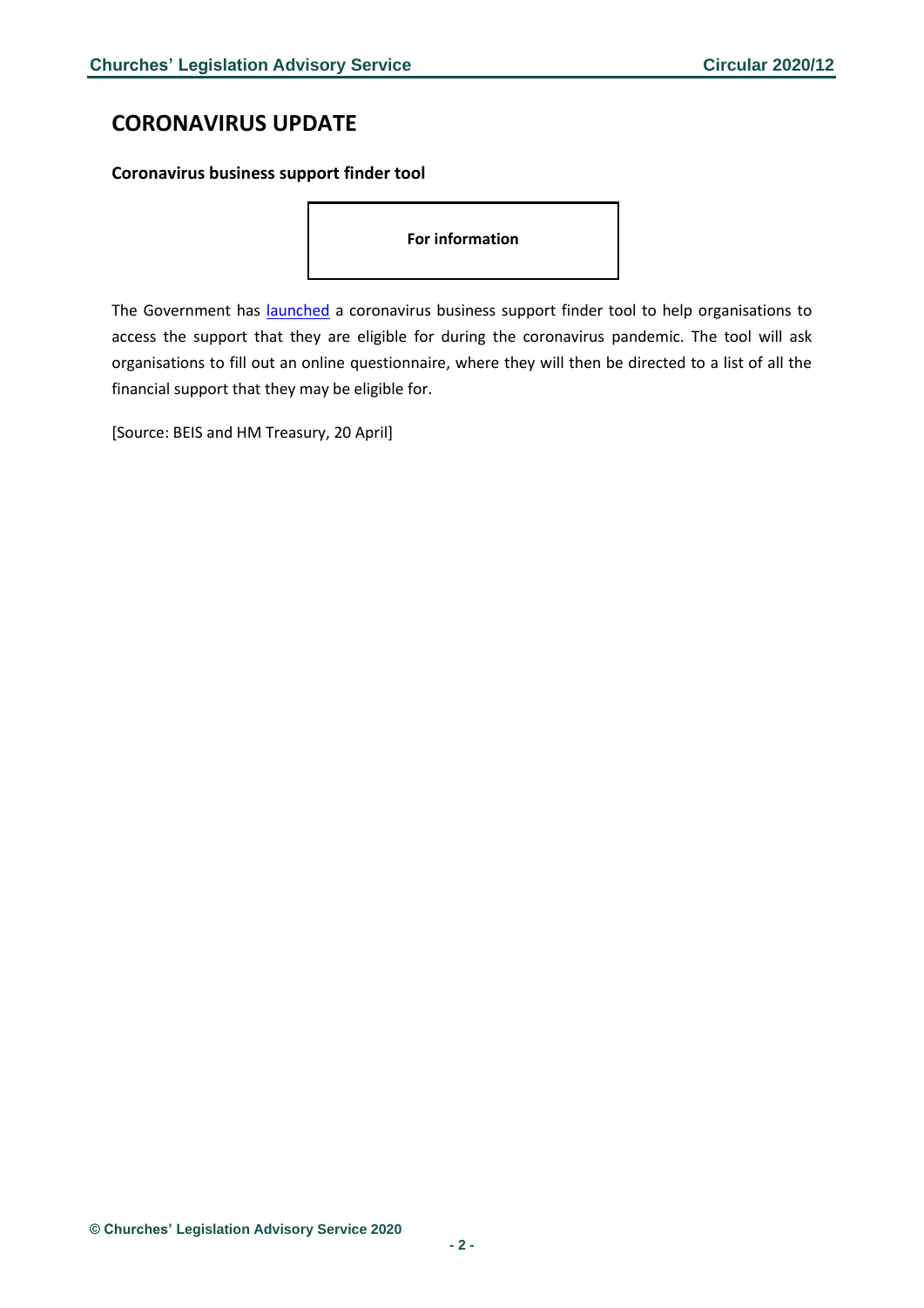# CORONAVIRUS UPDATE

**Coronavirus business support finder tool**

**For information**

The Government has launched a coronavirus business support finder tool to help organisations to access the support that they are eligible for during the coronavirus pandemic. The tool will ask organisations to fill out an online questionnaire, where they will then be directed to a list of all the financial support that they may be eligible for.

[Source: BEIS and HM Treasury, 20 April]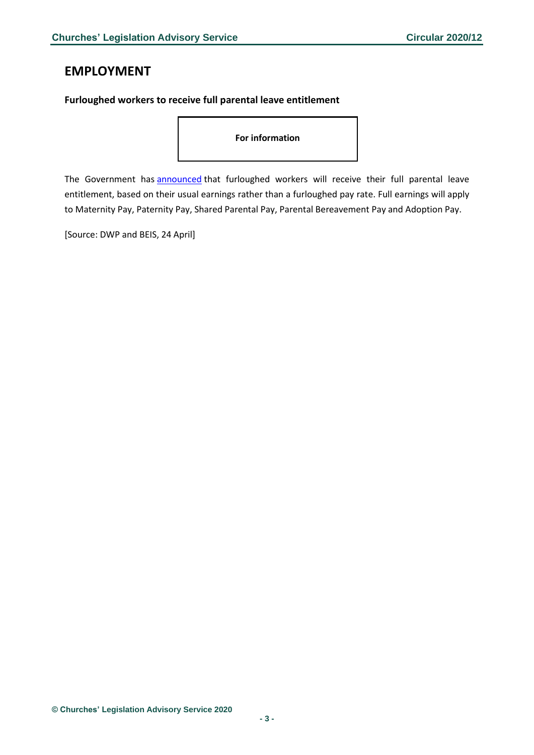## EMPLOYMENT

**Furloughed workers to receive full parental leave entitlement**

**For information**

The Government has announced that furloughed workers will receive their full parental leave entitlement, based on their usual earnings rather than a furloughed pay rate. Full earnings will apply to Maternity Pay, Paternity Pay, Shared Parental Pay, Parental Bereavement Pay and Adoption Pay.

[Source: DWP and BEIS, 24 April]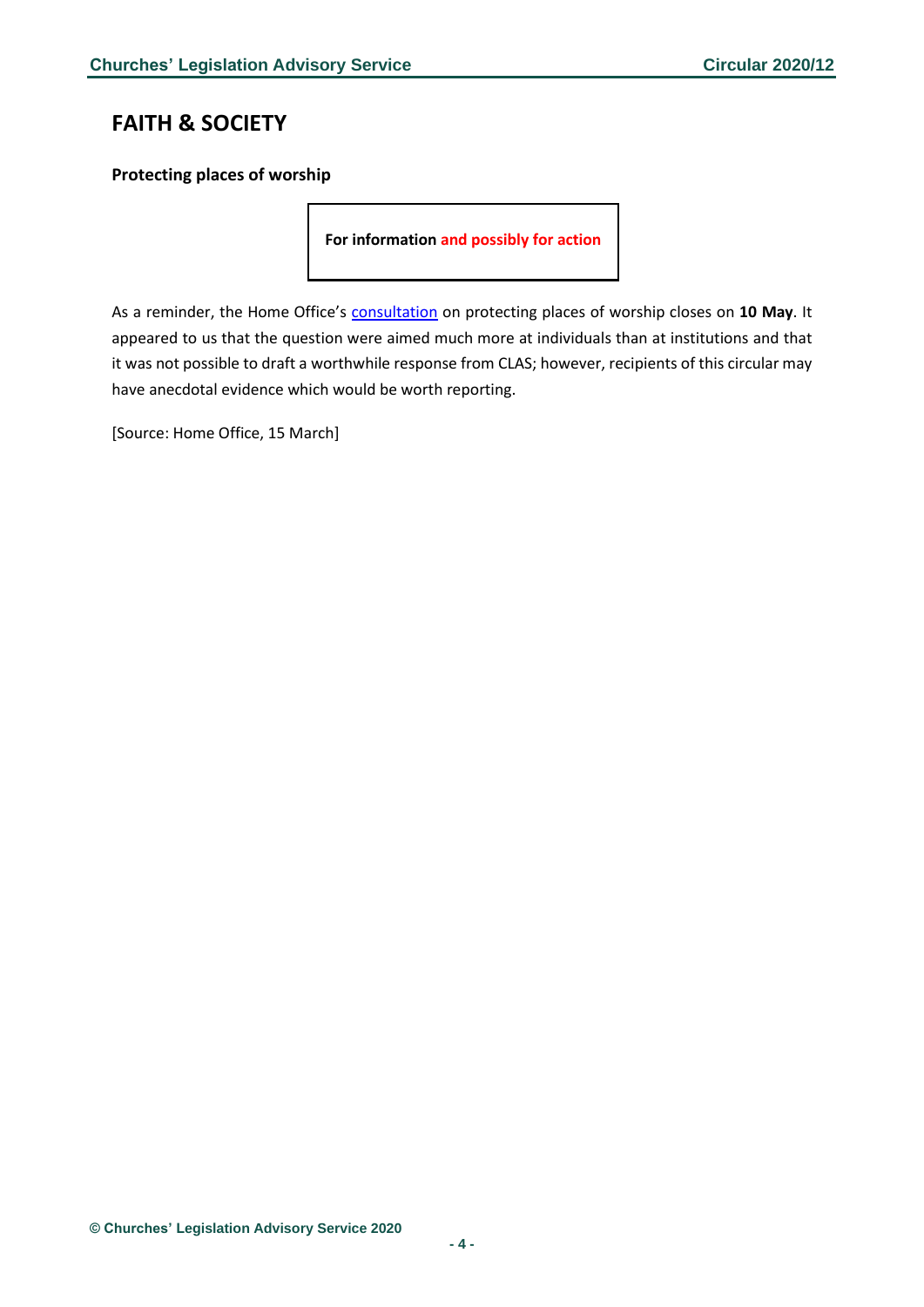## FAITH & SOCIETY

### Protecting places of worship

**For information and possibly for action**

As a reminder, the Home Office's consultation on protecting places of worship closes on **10 May**. It appeared to us that the question were aimed much more at individuals than at institutions and that it was not possible to draft a worthwhile response from CLAS; however, recipients of this circular may have anecdotal evidence which would be worth reporting.

[Source: Home Office, 15 March]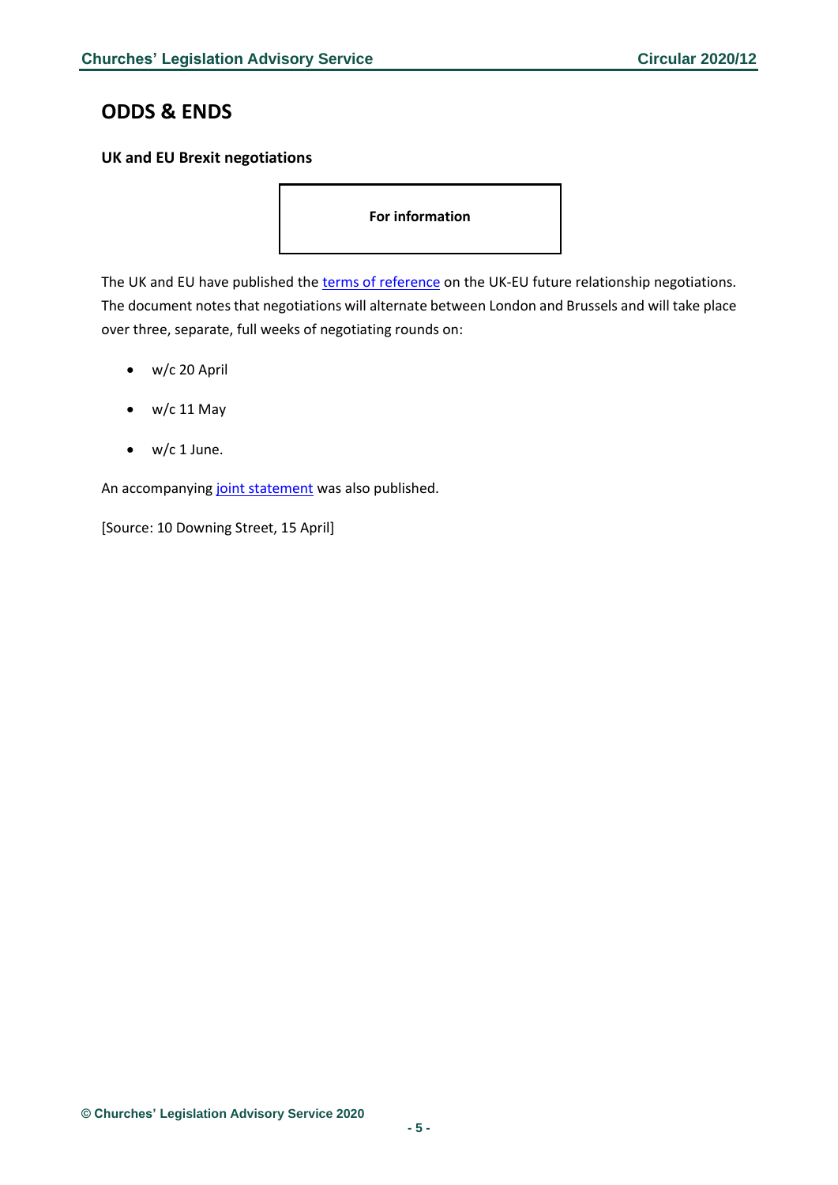## ODDS & ENDS

### UK and EU Brexit negotiations

**For information**

The UK and EU have published the terms of reference on the UK-EU future relationship negotiations. The document notes that negotiations will alternate between London and Brussels and will take place over three, separate, full weeks of negotiating rounds on:

- w/c 20 April
- w/c 11 May
- w/c 1 June.

An accompanying joint statement was also published.

[Source: 10 Downing Street, 15 April]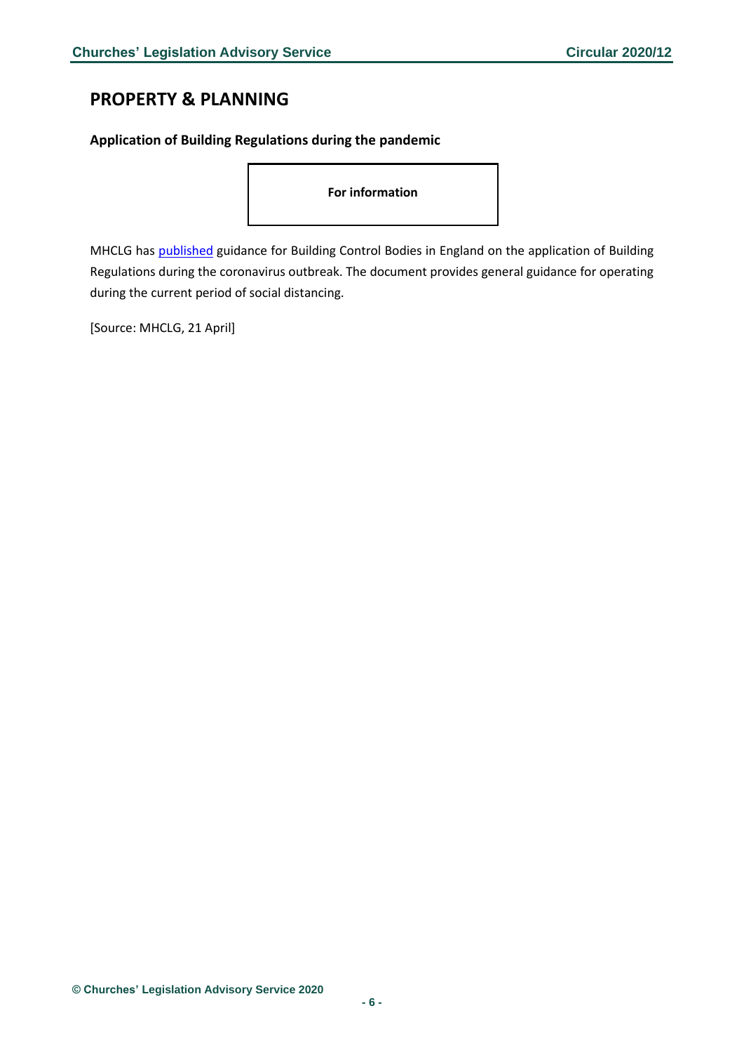## PROPERTY & PLANNING

### Application of Building Regulations during the pandemic

**For information**

MHCLG has published guidance for Building Control Bodies in England on the application of Building Regulations during the coronavirus outbreak. The document provides general guidance for operating during the current period of social distancing.

[Source: MHCLG, 21 April]